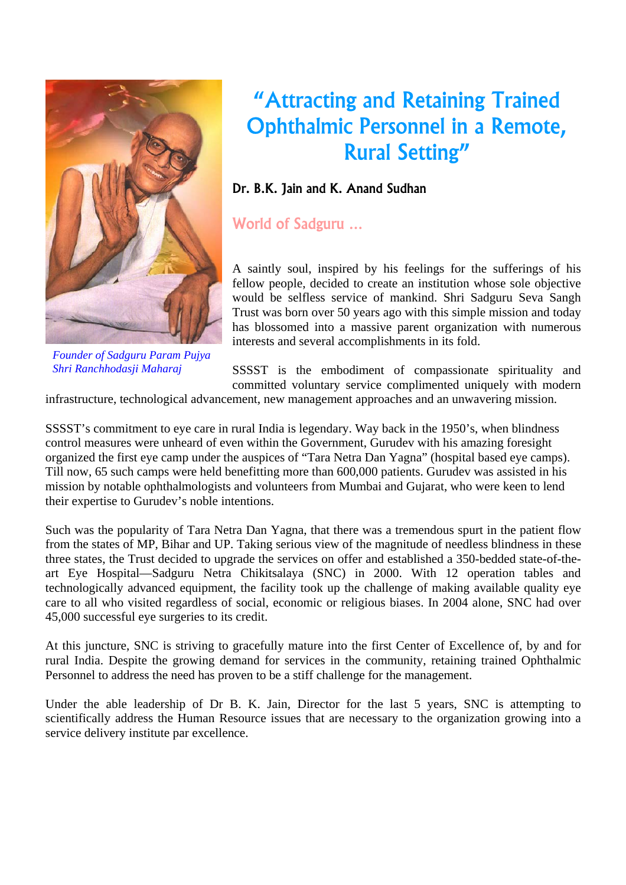# "Attracting and Retaining Trained Ophthalmic Personnel in a Remote, Rural Setting"

**Dr. B.K. Jain and K. Anand Sudhan**

## World of Sadguru ...

*Founder of Sadguru Param Pujya Shri Ranchhodasji Maharaj*

A saintly soul, inspired by his feelings for the sufferings of his fellow people, decided to create an institution whose sole objective would be selfless service of mankind. Shri Sadguru Seva Sangh Trust was born over 50 years ago with this simple mission and today has blossomed into a massive parent organization with numerous interests and several accomplishments in its fold.

SSSST is the embodiment of compassionate spirituality and committed voluntary service complimented uniquely with modern infrastructure, technological advancement, new management approaches and an unwavering mission.

SSSST's commitment to eye care in rural India is legendary. Way back in the 1950's, when blindness control measures were unheard of even within the Government, Gurudev with his amazing foresight organized the first eye camp under the auspices of "Tara Netra Dan Yagna" (hospital based eye camps). Till now, 65 such camps were held benefitting more than 600,000 patients. Gurudev was assisted in his mission by notable ophthalmologists and volunteers from Mumbai and Gujarat, who were keen to lend their expertise to Gurudev's noble intentions.

Such was the popularity of Tara Netra Dan Yagna, that there was a tremendous spurt in the patient flow from the states of MP, Bihar and UP. Taking serious view of the magnitude of needless blindness in these three states, the Trust decided to upgrade the services on offer and established a 350-bedded state-of-the-art Eye Hospital—Sadguru Netra Chikitsalaya (SNC) in 2000. With 12 operation tables and technologically advanced equipment, the facility took up the challenge of making available quality eye care to all who visited regardless of social, economic or religious biases. In 2004 alone, SNC had over 45,000 successful eye surgeries to its credit.

At this juncture, SNC is striving to gracefully mature into the first Center of Excellence of, by and for rural India. Despite the growing demand for services in the community, retaining trained Ophthalmic Personnel to address the need has proven to be a stiff challenge for the management.

Under the able leadership of Dr B. K. Jain, Director for the last 5 years, SNC is attempting to scientifically address the Human Resource issues that are necessary to the organization growing into a service delivery institute par excellence.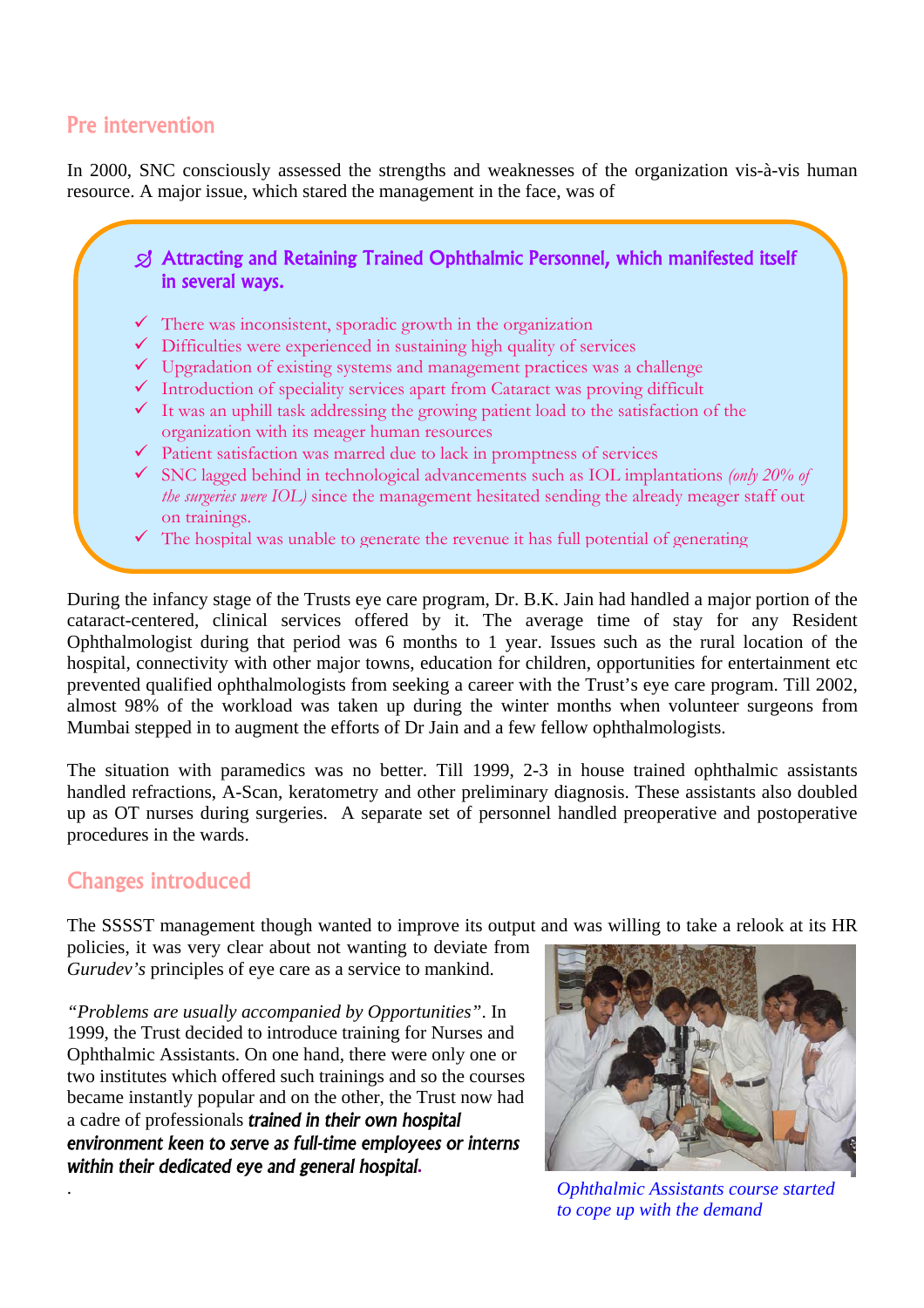## Pre intervention

In 2000, SNC consciously assessed the strengths and weaknesses of the organization vis-à-vis human resource. A major issue, which stared the management in the face, was of

**Attracting and Retaining Trained Ophthalmic Personnel, which manifested itself in several ways.**

- ✓ There was inconsistent, sporadic growth in the organization
- ✓ Difficulties were experienced in sustaining high quality of services
- ✓ Upgradation of existing systems and management practices was a challenge
- ✓ Introduction of speciality services apart from Cataract was proving difficult
- ✓ It was an uphill task addressing the growing patient load to the satisfaction of the organization with its meager human resources
- ✓ Patient satisfaction was marred due to lack in promptness of services
- ✓ SNC lagged behind in technological advancements such as IOL implantations *(only 20% of the surgeries were IOL)* since the management hesitated sending the already meager staff out on trainings.
- ✓ The hospital was unable to generate the revenue it has full potential of generating

During the infancy stage of the Trusts eye care program, Dr. B.K. Jain had handled a major portion of the cataract-centered, clinical services offered by it. The average time of stay for any Resident Ophthalmologist during that period was 6 months to 1 year. Issues such as the rural location of the hospital, connectivity with other major towns, education for children, opportunities for entertainment etc prevented qualified ophthalmologists from seeking a career with the Trust's eye care program. Till 2002, almost 98% of the workload was taken up during the winter months when volunteer surgeons from Mumbai stepped in to augment the efforts of Dr Jain and a few fellow ophthalmologists.

The situation with paramedics was no better. Till 1999, 2-3 in house trained ophthalmic assistants handled refractions, A-Scan, keratometry and other preliminary diagnosis. These assistants also doubled up as OT nurses during surgeries. A separate set of personnel handled preoperative and postoperative procedures in the wards.

## Changes introduced

The SSSST management though wanted to improve its output and was willing to take a relook at its HR policies, it was very clear about not wanting to deviate from *Gurudev's* principles of eye care as a service to mankind.

*"Problems are usually accompanied by Opportunities"*. In 1999, the Trust decided to introduce training for Nurses and Ophthalmic Assistants. On one hand, there were only one or two institutes which offered such trainings and so the courses became instantly popular and on the other, the Trust now had a cadre of professionals ***trained in their own hospital environment keen to serve as full-time employees or interns within their dedicated eye and general hospital.***

*Ophthalmic Assistants course started to cope up with the demand*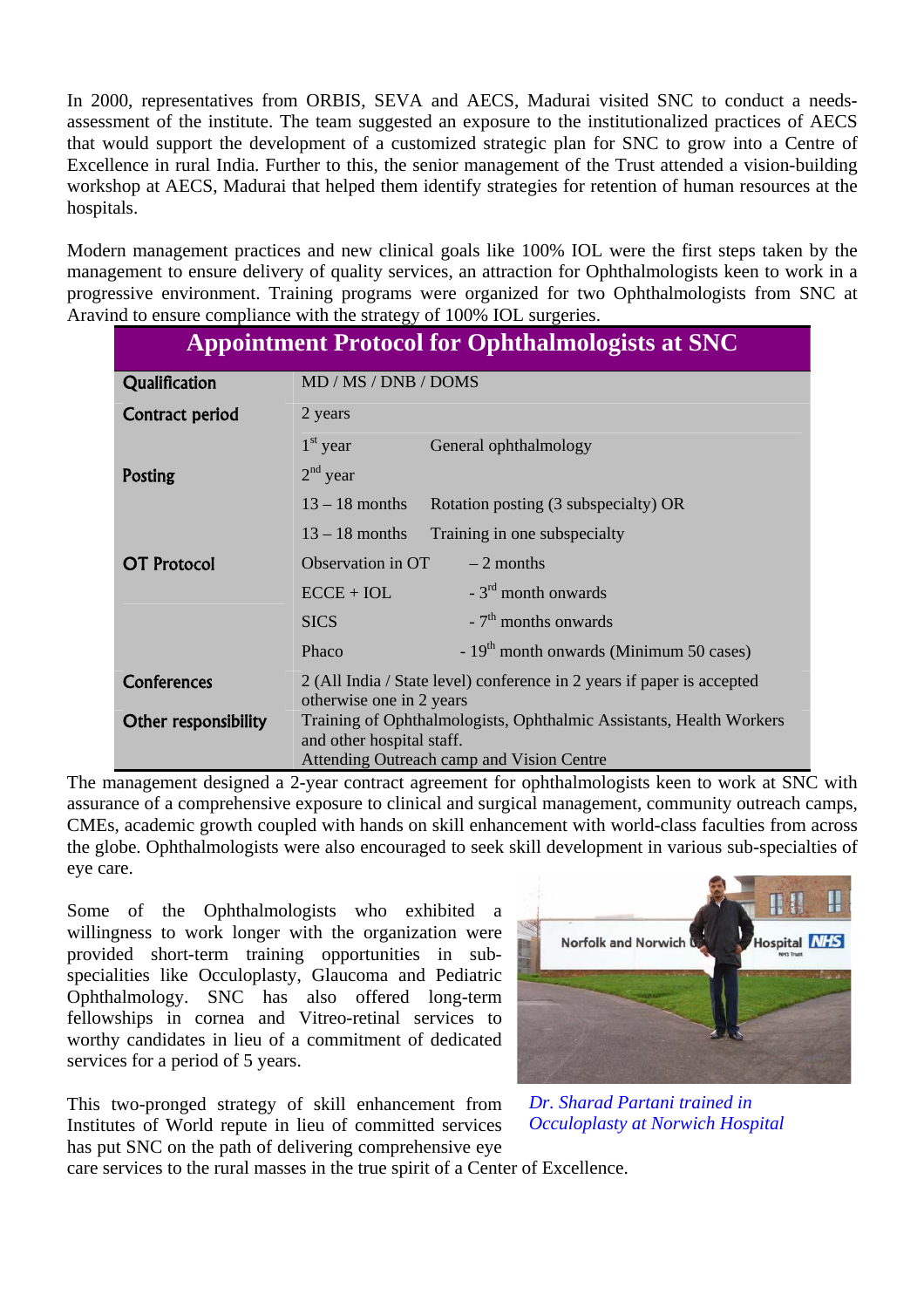In 2000, representatives from ORBIS, SEVA and AECS, Madurai visited SNC to conduct a needs-assessment of the institute. The team suggested an exposure to the institutionalized practices of AECS that would support the development of a customized strategic plan for SNC to grow into a Centre of Excellence in rural India. Further to this, the senior management of the Trust attended a vision-building workshop at AECS, Madurai that helped them identify strategies for retention of human resources at the hospitals.

Modern management practices and new clinical goals like 100% IOL were the first steps taken by the management to ensure delivery of quality services, an attraction for Ophthalmologists keen to work in a progressive environment. Training programs were organized for two Ophthalmologists from SNC at Aravind to ensure compliance with the strategy of 100% IOL surgeries.

## Appointment Protocol for Ophthalmologists at SNC

| | | |
|---|---|---|
| **Qualification** | MD / MS / DNB / DOMS | |
| **Contract period** | 2 years | |
| **Posting** | 1st year | General ophthalmology |
| | 2nd year | |
| | 13 – 18 months | Rotation posting (3 subspecialty) OR |
| | 13 – 18 months | Training in one subspecialty |
| **OT Protocol** | Observation in OT | – 2 months |
| | ECCE + IOL | - 3rd month onwards |
| | SICS | - 7th months onwards |
| | Phaco | - 19th month onwards (Minimum 50 cases) |
| **Conferences** | 2 (All India / State level) conference in 2 years if paper is accepted otherwise one in 2 years | |
| **Other responsibility** | Training of Ophthalmologists, Ophthalmic Assistants, Health Workers and other hospital staff. Attending Outreach camp and Vision Centre | |

The management designed a 2-year contract agreement for ophthalmologists keen to work at SNC with assurance of a comprehensive exposure to clinical and surgical management, community outreach camps, CMEs, academic growth coupled with hands on skill enhancement with world-class faculties from across the globe. Ophthalmologists were also encouraged to seek skill development in various sub-specialties of eye care.

Some of the Ophthalmologists who exhibited a willingness to work longer with the organization were provided short-term training opportunities in sub-specialities like Occuloplasty, Glaucoma and Pediatric Ophthalmology. SNC has also offered long-term fellowships in cornea and Vitreo-retinal services to worthy candidates in lieu of a commitment of dedicated services for a period of 5 years.

*Dr. Sharad Partani trained in Occuloplasty at Norwich Hospital*

This two-pronged strategy of skill enhancement from Institutes of World repute in lieu of committed services has put SNC on the path of delivering comprehensive eye care services to the rural masses in the true spirit of a Center of Excellence.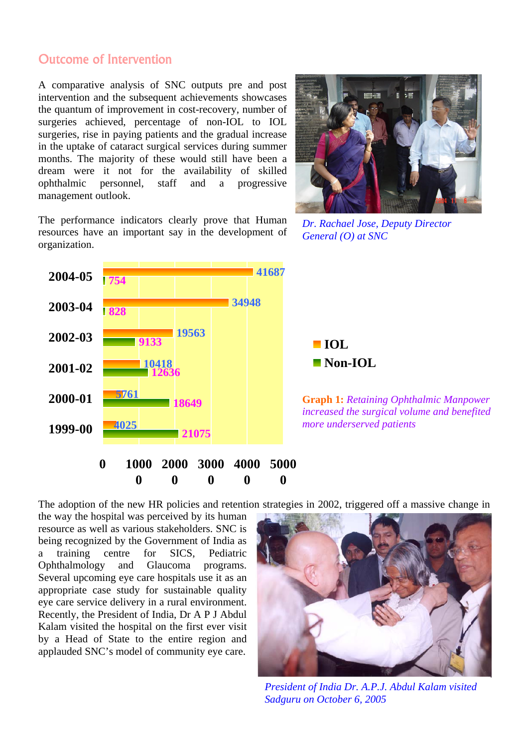## Outcome of Intervention

A comparative analysis of SNC outputs pre and post intervention and the subsequent achievements showcases the quantum of improvement in cost-recovery, number of surgeries achieved, percentage of non-IOL to IOL surgeries, rise in paying patients and the gradual increase in the uptake of cataract surgical services during summer months. The majority of these would still have been a dream were it not for the availability of skilled ophthalmic personnel, staff and a progressive management outlook.

The performance indicators clearly prove that Human resources have an important say in the development of organization.

*Dr. Rachael Jose, Deputy Director General (O) at SNC*

| Year | IOL | Non-IOL |
|---|---|---|
| 2004-05 | 41687 | 754 |
| 2003-04 | 34948 | 828 |
| 2002-03 | 19563 | 9133 |
| 2001-02 | 10418 | 12636 |
| 2000-01 | 5761 | 18649 |
| 1999-00 | 4025 | 21075 |

**Graph 1:** *Retaining Ophthalmic Manpower increased the surgical volume and benefited more underserved patients*

The adoption of the new HR policies and retention strategies in 2002, triggered off a massive change in the way the hospital was perceived by its human resource as well as various stakeholders. SNC is being recognized by the Government of India as a training centre for SICS, Pediatric Ophthalmology and Glaucoma programs. Several upcoming eye care hospitals use it as an appropriate case study for sustainable quality eye care service delivery in a rural environment. Recently, the President of India, Dr A P J Abdul Kalam visited the hospital on the first ever visit by a Head of State to the entire region and applauded SNC's model of community eye care.

*President of India Dr. A.P.J. Abdul Kalam visited Sadguru on October 6, 2005*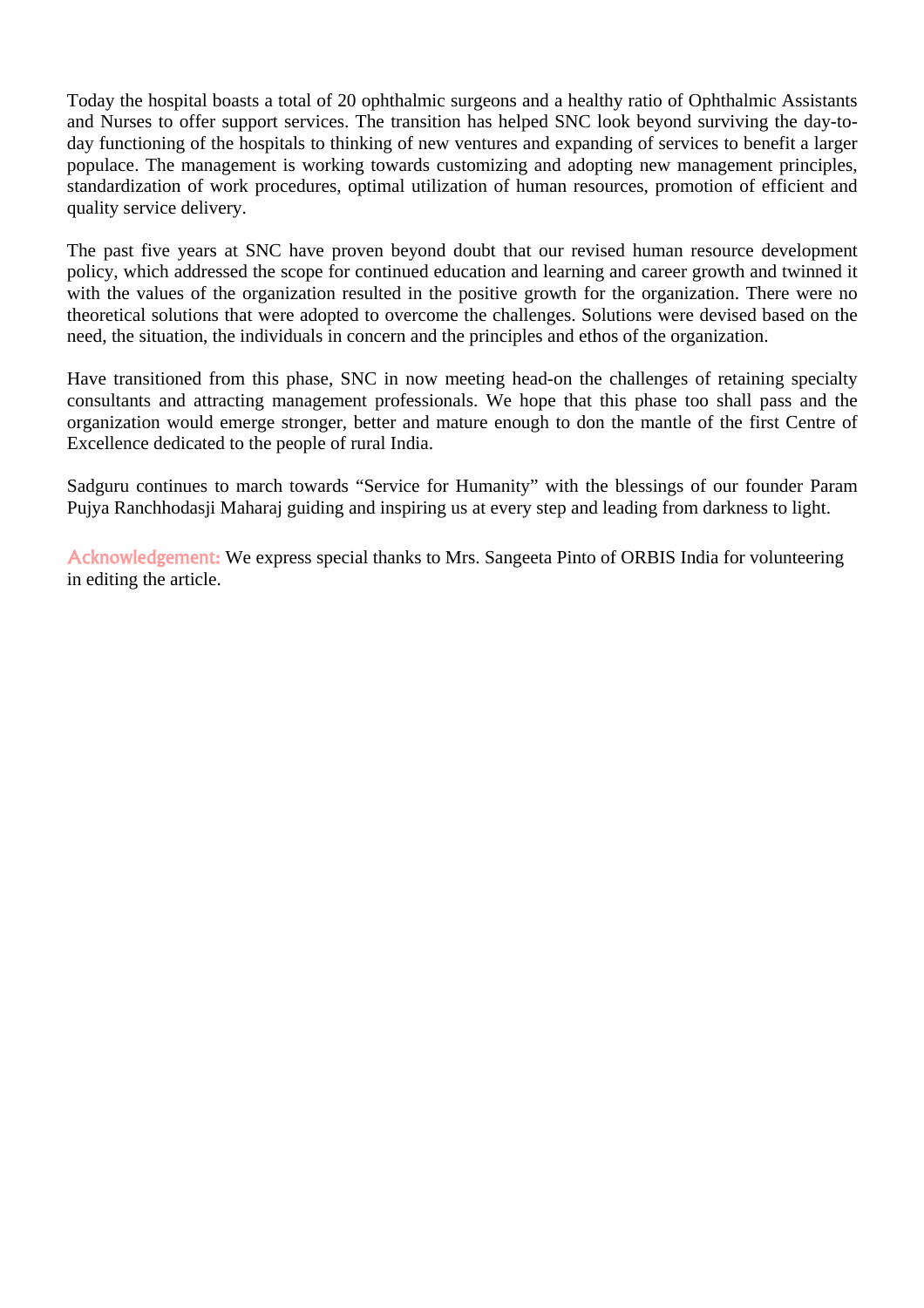Today the hospital boasts a total of 20 ophthalmic surgeons and a healthy ratio of Ophthalmic Assistants and Nurses to offer support services. The transition has helped SNC look beyond surviving the day-to-day functioning of the hospitals to thinking of new ventures and expanding of services to benefit a larger populace. The management is working towards customizing and adopting new management principles, standardization of work procedures, optimal utilization of human resources, promotion of efficient and quality service delivery.

The past five years at SNC have proven beyond doubt that our revised human resource development policy, which addressed the scope for continued education and learning and career growth and twinned it with the values of the organization resulted in the positive growth for the organization. There were no theoretical solutions that were adopted to overcome the challenges. Solutions were devised based on the need, the situation, the individuals in concern and the principles and ethos of the organization.

Have transitioned from this phase, SNC in now meeting head-on the challenges of retaining specialty consultants and attracting management professionals. We hope that this phase too shall pass and the organization would emerge stronger, better and mature enough to don the mantle of the first Centre of Excellence dedicated to the people of rural India.

Sadguru continues to march towards "Service for Humanity" with the blessings of our founder Param Pujya Ranchhodasji Maharaj guiding and inspiring us at every step and leading from darkness to light.

**Acknowledgement:** We express special thanks to Mrs. Sangeeta Pinto of ORBIS India for volunteering in editing the article.